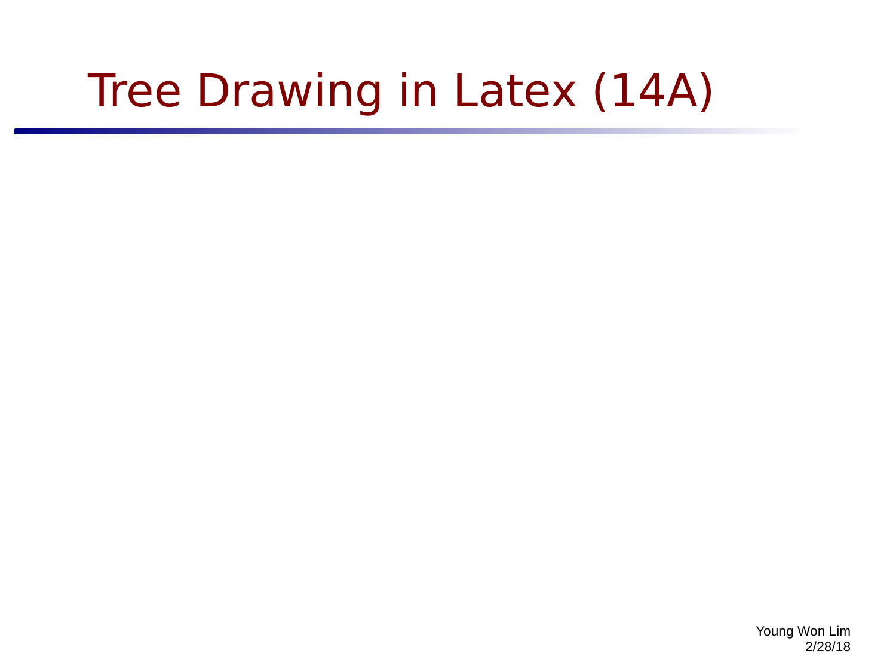# Tree Drawing in Latex (14A)

Young Won Lim
2/28/18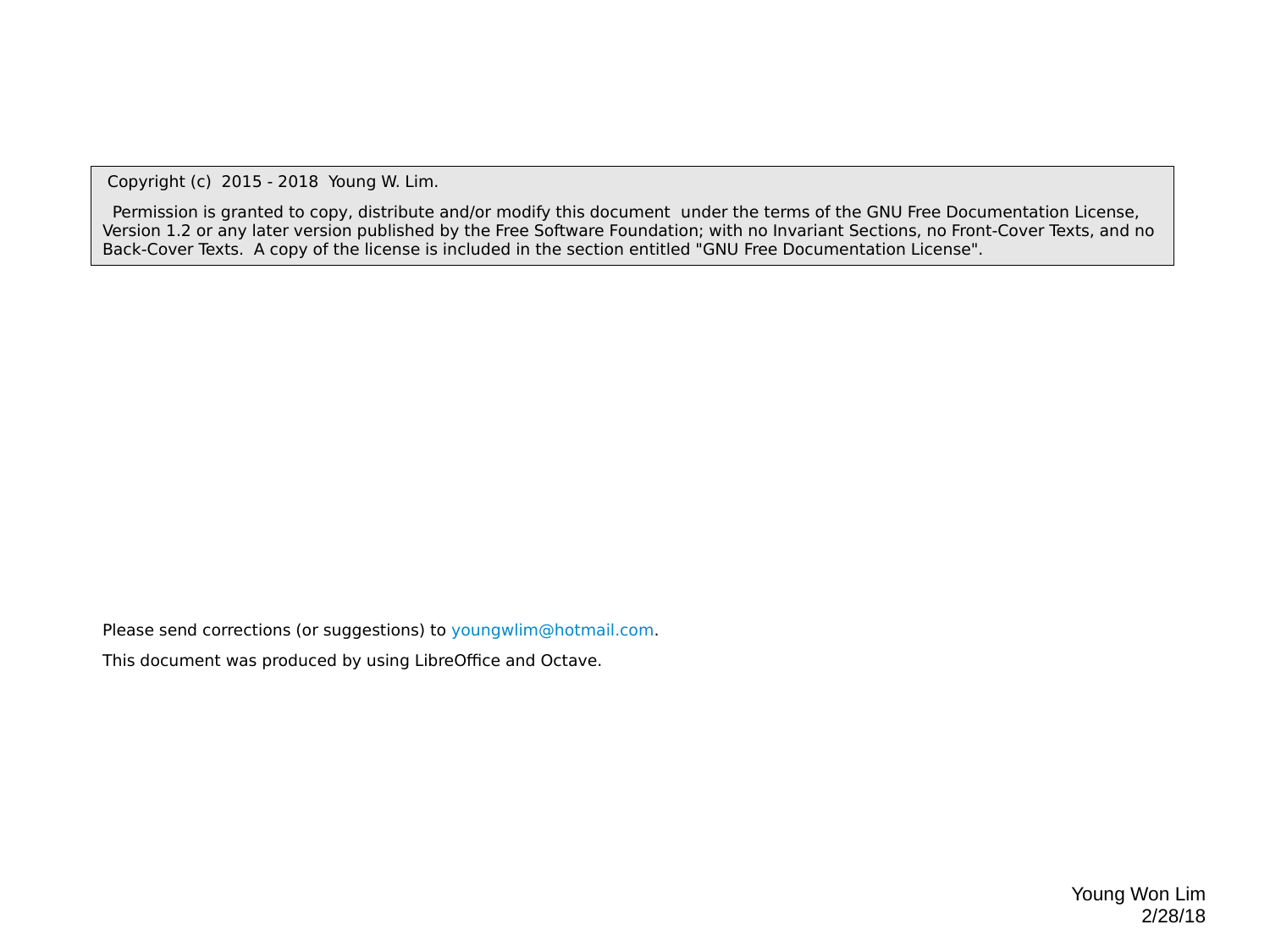Copyright (c) 2015 - 2018 Young W. Lim.

Permission is granted to copy, distribute and/or modify this document under the terms of the GNU Free Documentation License, Version 1.2 or any later version published by the Free Software Foundation; with no Invariant Sections, no Front-Cover Texts, and no Back-Cover Texts. A copy of the license is included in the section entitled "GNU Free Documentation License".

Please send corrections (or suggestions) to youngwlim@hotmail.com.

This document was produced by using LibreOffice and Octave.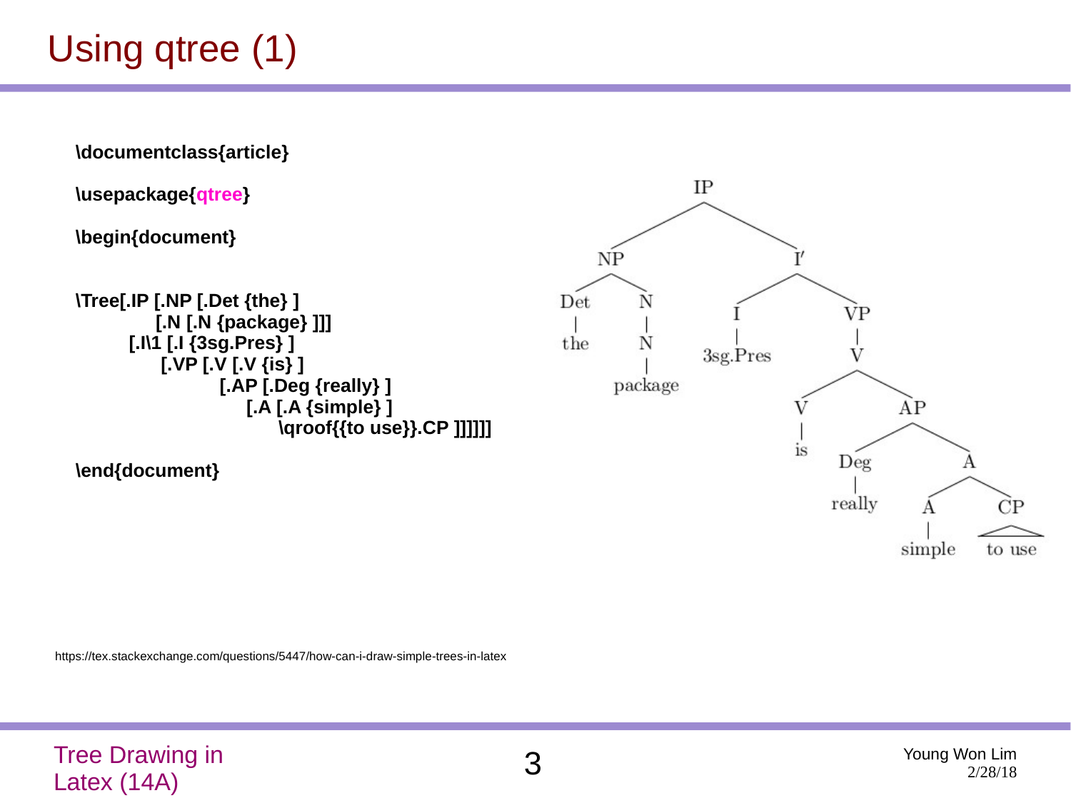# Using qtree (1)

```
\documentclass{article}

\usepackage{qtree}

\begin{document}


\Tree[.IP [.NP [.Det {the} ]
           [.N [.N {package} ]]]
       [.I\1 [.I {3sg.Pres} ]
            [.VP [.V [.V {is} ]
                     [.AP [.Deg {really} ]
                         [.A [.A {simple} ]
                              \qroof{{to use}}.CP ]]]]]]

\end{document}
```

IP
NP
I′
Det
N
the
N
package
I
3sg.Pres
VP
V
V
is
AP
Deg
really
A
A
simple
CP
to use

https://tex.stackexchange.com/questions/5447/how-can-i-draw-simple-trees-in-latex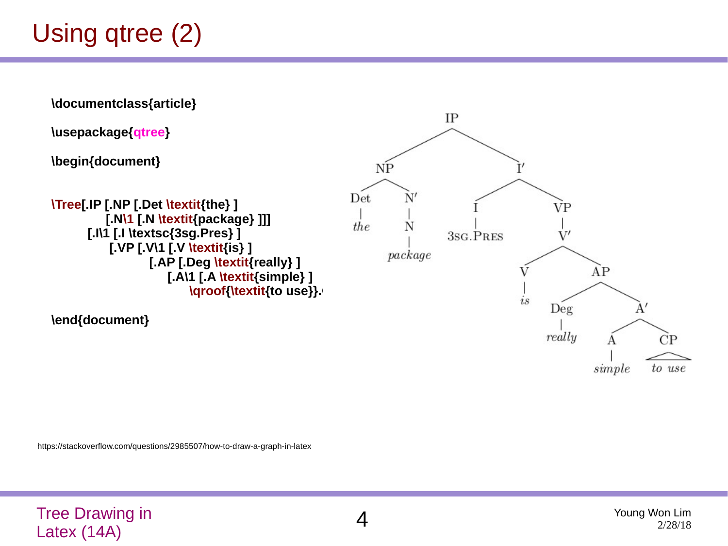# Using qtree (2)

```
\documentclass{article}

\usepackage{qtree}

\begin{document}


\Tree[.IP [.NP [.Det \textit{the} ]
           [.N\1 [.N \textit{package} ]]]
       [.I\1 [.I \textsc{3sg.Pres} ]
         [.VP [.V\1 [.V \textit{is} ]
                 [.AP [.Deg \textit{really} ]
                    [.A\1 [.A \textit{simple} ]
                       \qroof{\textit{to use}}.
```

```
\end{document}
```

IP

NP

I′

Det

N′

*the*

N

*package*

I

VP

3SG.PRES

V′

V

AP

*is*

Deg

A′

*really*

A

CP

*simple*

*to use*

https://stackoverflow.com/questions/2985507/how-to-draw-a-graph-in-latex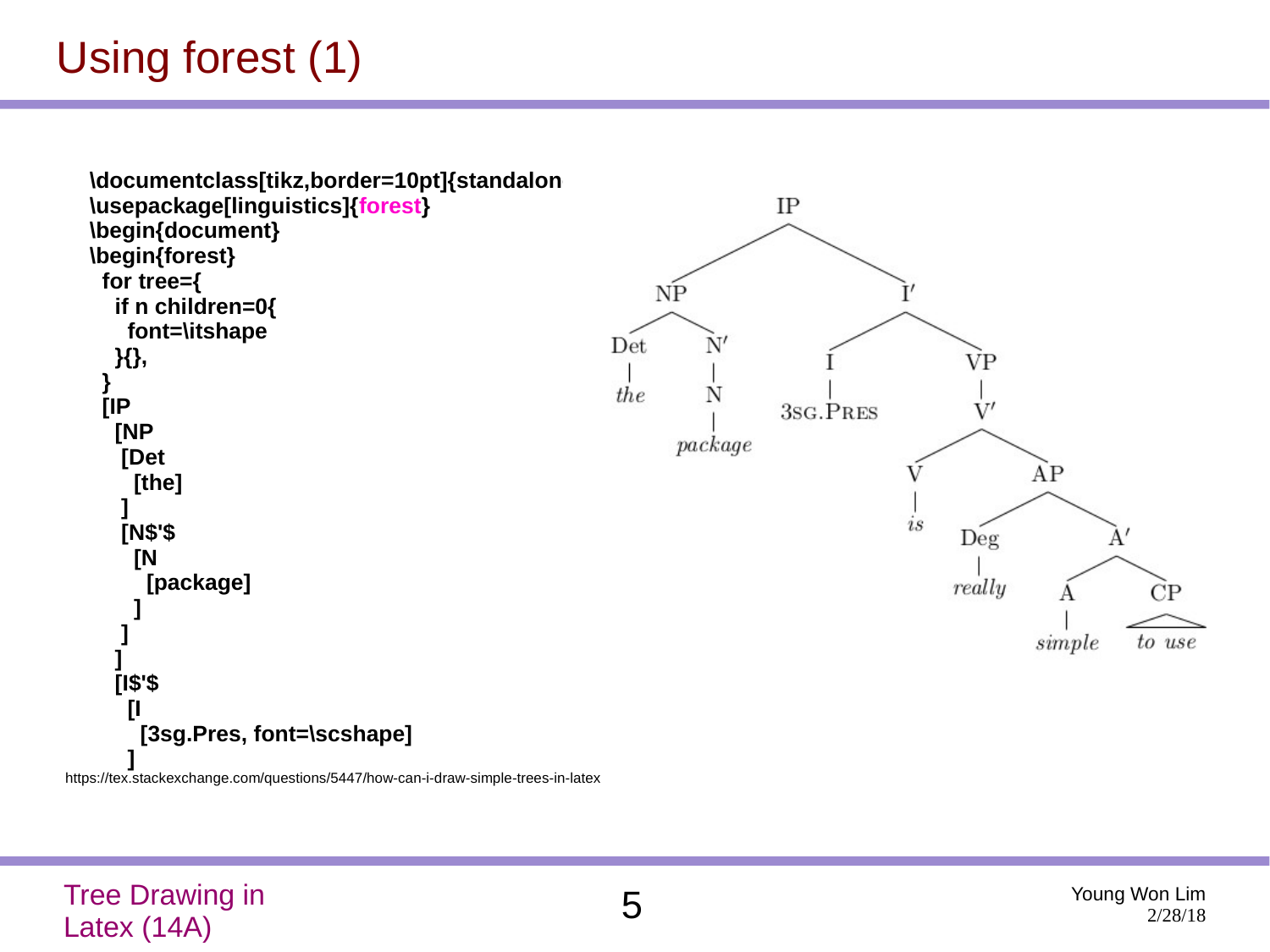# Using forest (1)

```
\documentclass[tikz,border=10pt]{standalon
\usepackage[linguistics]{forest}
\begin{document}
\begin{forest}
  for tree={
    if n children=0{
      font=\itshape
    }{},
  }
  [IP
    [NP
     [Det
       [the]
     ]
     [N$'$
       [N
         [package]
       ]
     ]
    ]
    [I$'$
      [I
        [3sg.Pres, font=\scshape]
      ]
```

https://tex.stackexchange.com/questions/5447/how-can-i-draw-simple-trees-in-latex

IP

NP

I′

Det

N′

the

N

package

I

3SG.PRES

VP

V′

V

is

AP

Deg

really

A′

A

simple

CP

to use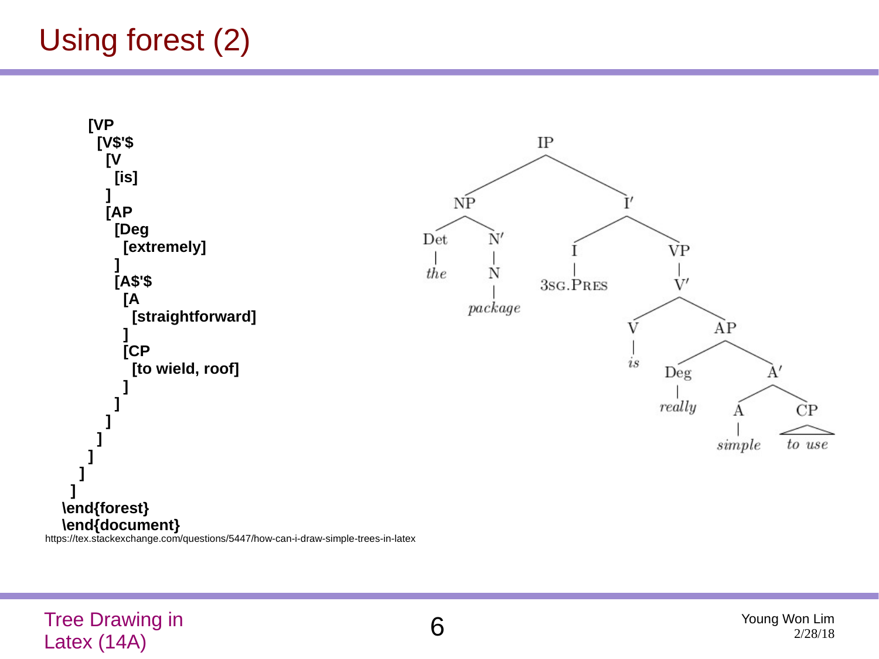# Using forest (2)

```
[VP
  [V$'$
    [V
      [is]
    ]
    [AP
      [Deg
        [extremely]
      ]
      [A$'$
        [A
          [straightforward]
        ]
        [CP
          [to wield, roof]
        ]
      ]
    ]
  ]
]
]
]
]
\end{forest}
\end{document}
```

https://tex.stackexchange.com/questions/5447/how-can-i-draw-simple-trees-in-latex

IP

NP

I′

Det

N′

the

N

package

I

3SG.PRES

VP

V′

V

is

AP

Deg

really

A′

A

simple

CP

to use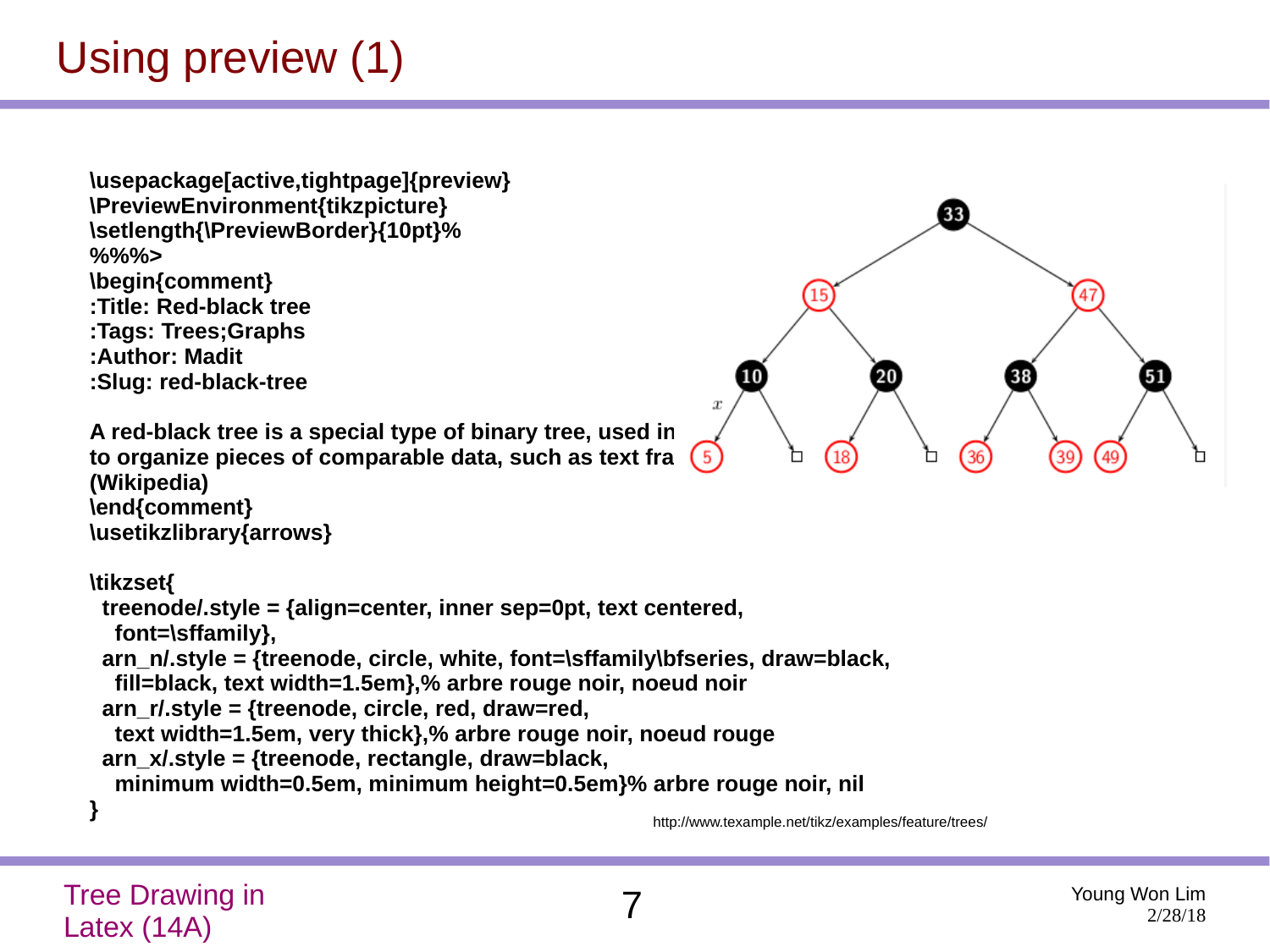# Using preview (1)

```
\usepackage[active,tightpage]{preview}
\PreviewEnvironment{tikzpicture}
\setlength{\PreviewBorder}{10pt}%
%%%>
\begin{comment}
:Title: Red-black tree
:Tags: Trees;Graphs
:Author: Madit
:Slug: red-black-tree

A red-black tree is a special type of binary tree, used in
to organize pieces of comparable data, such as text fra
(Wikipedia)
\end{comment}
\usetikzlibrary{arrows}

\tikzset{
  treenode/.style = {align=center, inner sep=0pt, text centered,
    font=\sffamily},
  arn_n/.style = {treenode, circle, white, font=\sffamily\bfseries, draw=black,
    fill=black, text width=1.5em},% arbre rouge noir, noeud noir
  arn_r/.style = {treenode, circle, red, draw=red,
    text width=1.5em, very thick},% arbre rouge noir, noeud rouge
  arn_x/.style = {treenode, rectangle, draw=black,
    minimum width=0.5em, minimum height=0.5em}% arbre rouge noir, nil
}
```

33

15

47

10

20

38

51

$x$

5

18

36

39

49

http://www.texample.net/tikz/examples/feature/trees/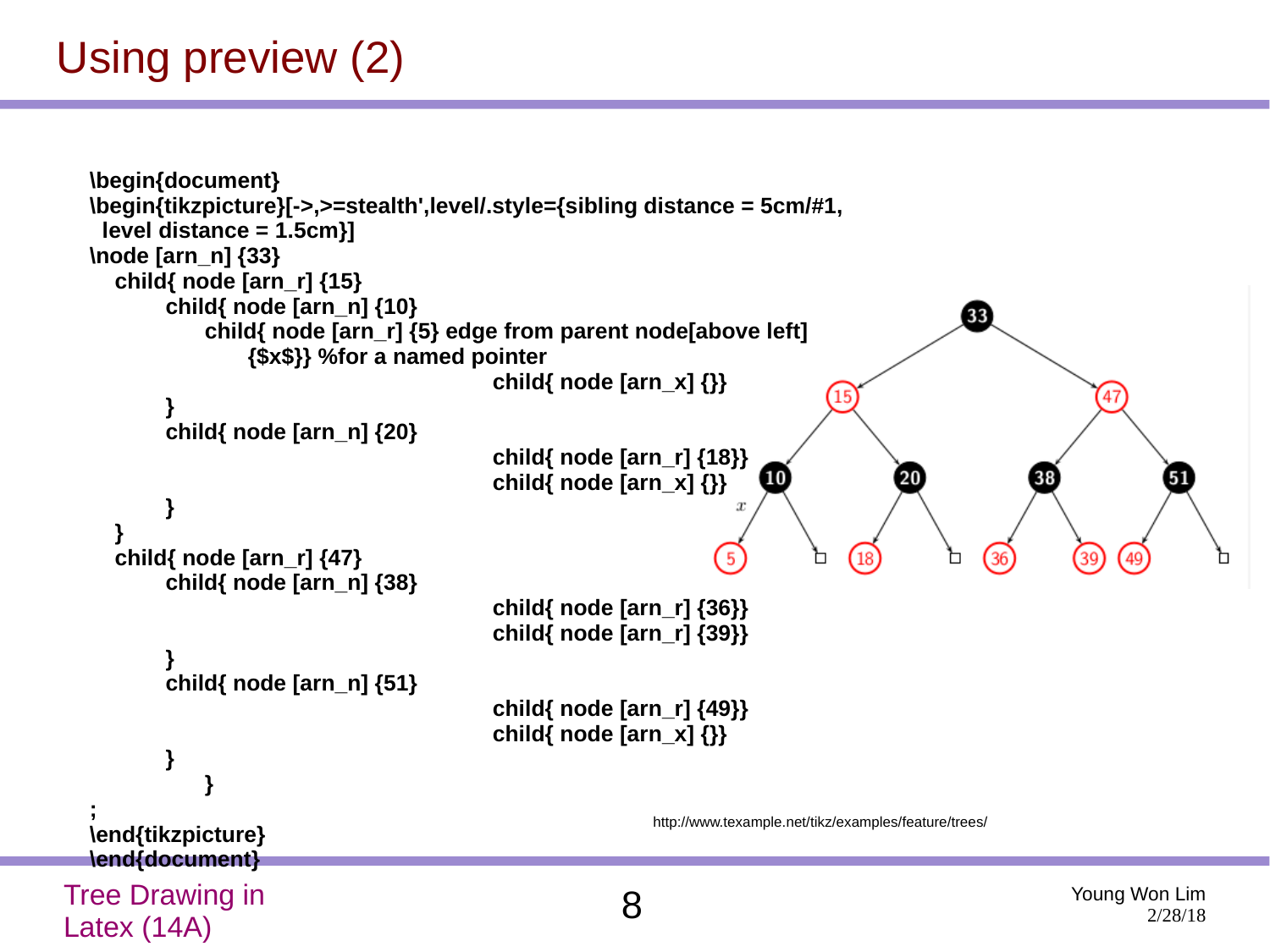# Using preview (2)

```
\begin{document}
\begin{tikzpicture}[->,>=stealth',level/.style={sibling distance = 5cm/#1,
  level distance = 1.5cm}]
\node [arn_n] {33}
    child{ node [arn_r] {15}
            child{ node [arn_n] {10}
                child{ node [arn_r] {5} edge from parent node[above left]
                    {$x$}} %for a named pointer
                                        child{ node [arn_x] {}}
            }
            child{ node [arn_n] {20}
                                        child{ node [arn_r] {18}}
                                        child{ node [arn_x] {}}
            }
    }
    child{ node [arn_r] {47}
            child{ node [arn_n] {38}
                                        child{ node [arn_r] {36}}
                                        child{ node [arn_r] {39}}
            }
            child{ node [arn_n] {51}
                                        child{ node [arn_r] {49}}
                                        child{ node [arn_x] {}}
            }
                }
;
\end{tikzpicture}
\end{document}
```

33

15 47

10 20 38 51

$x$

5 18 36 39 49

http://www.texample.net/tikz/examples/feature/trees/

Tree Drawing in Latex (14A)

Young Won Lim
2/28/18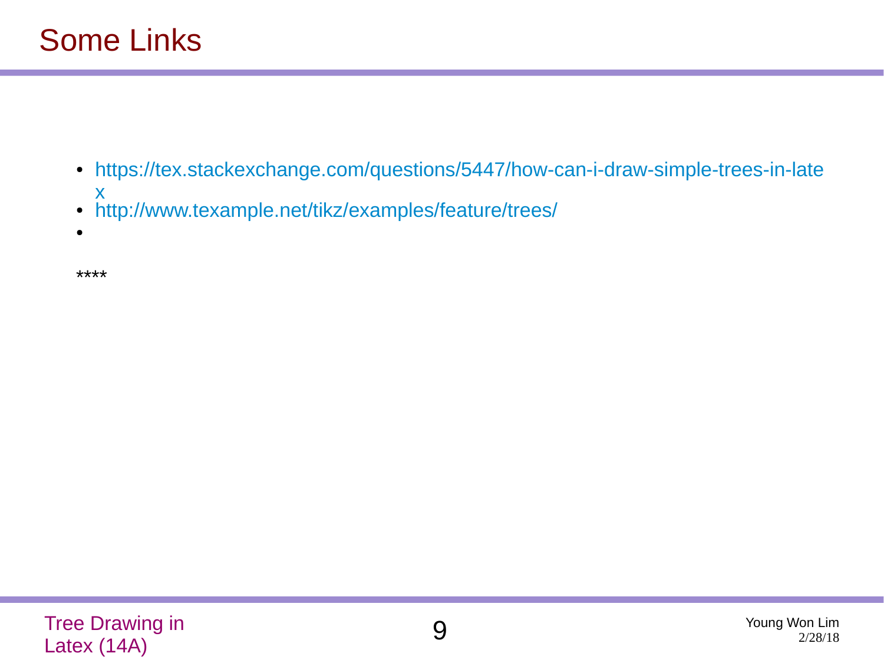# Some Links

- https://tex.stackexchange.com/questions/5447/how-can-i-draw-simple-trees-in-latex
- http://www.texample.net/tikz/examples/feature/trees/
-

****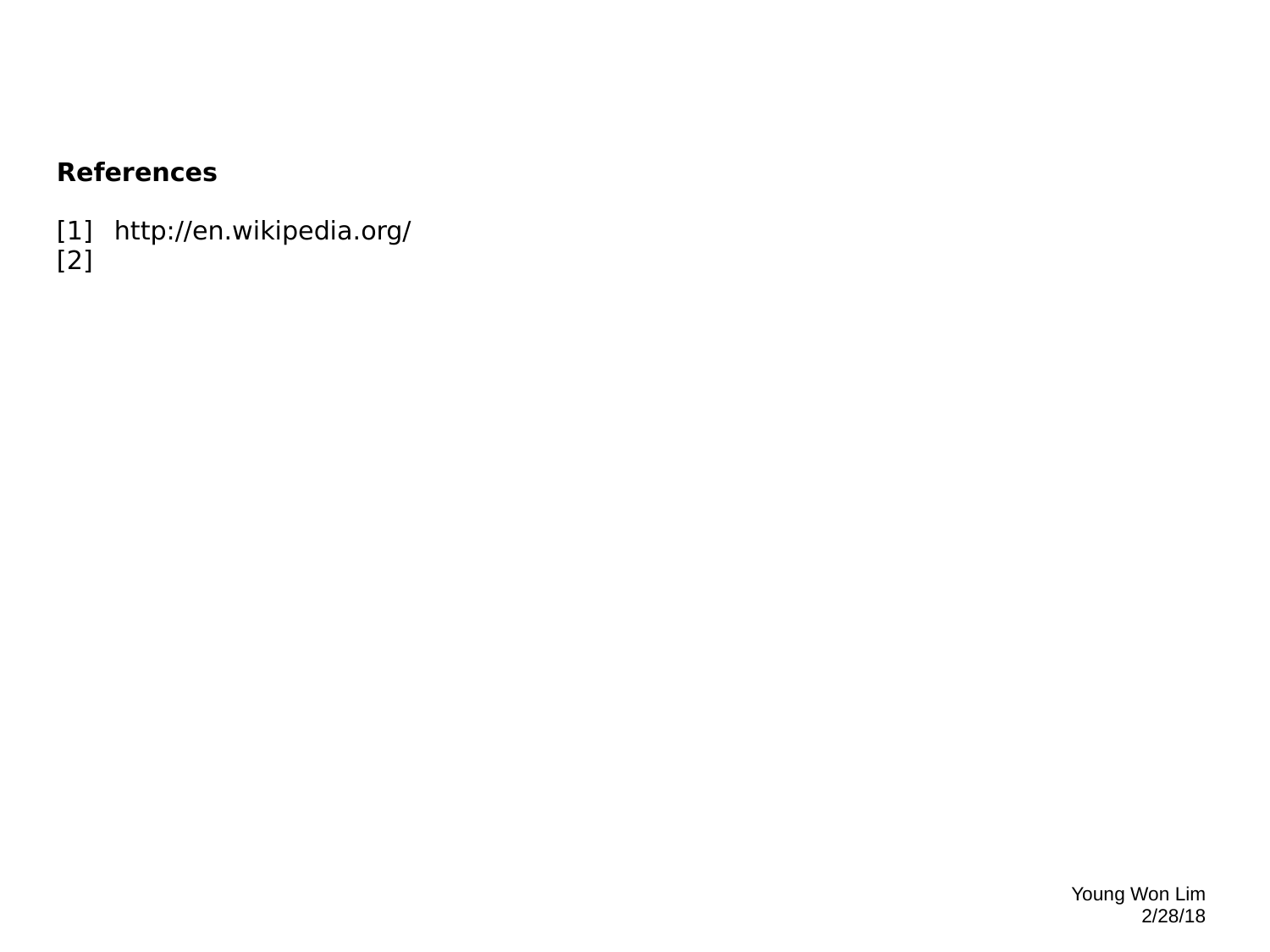**References**

[1] http://en.wikipedia.org/
[2]